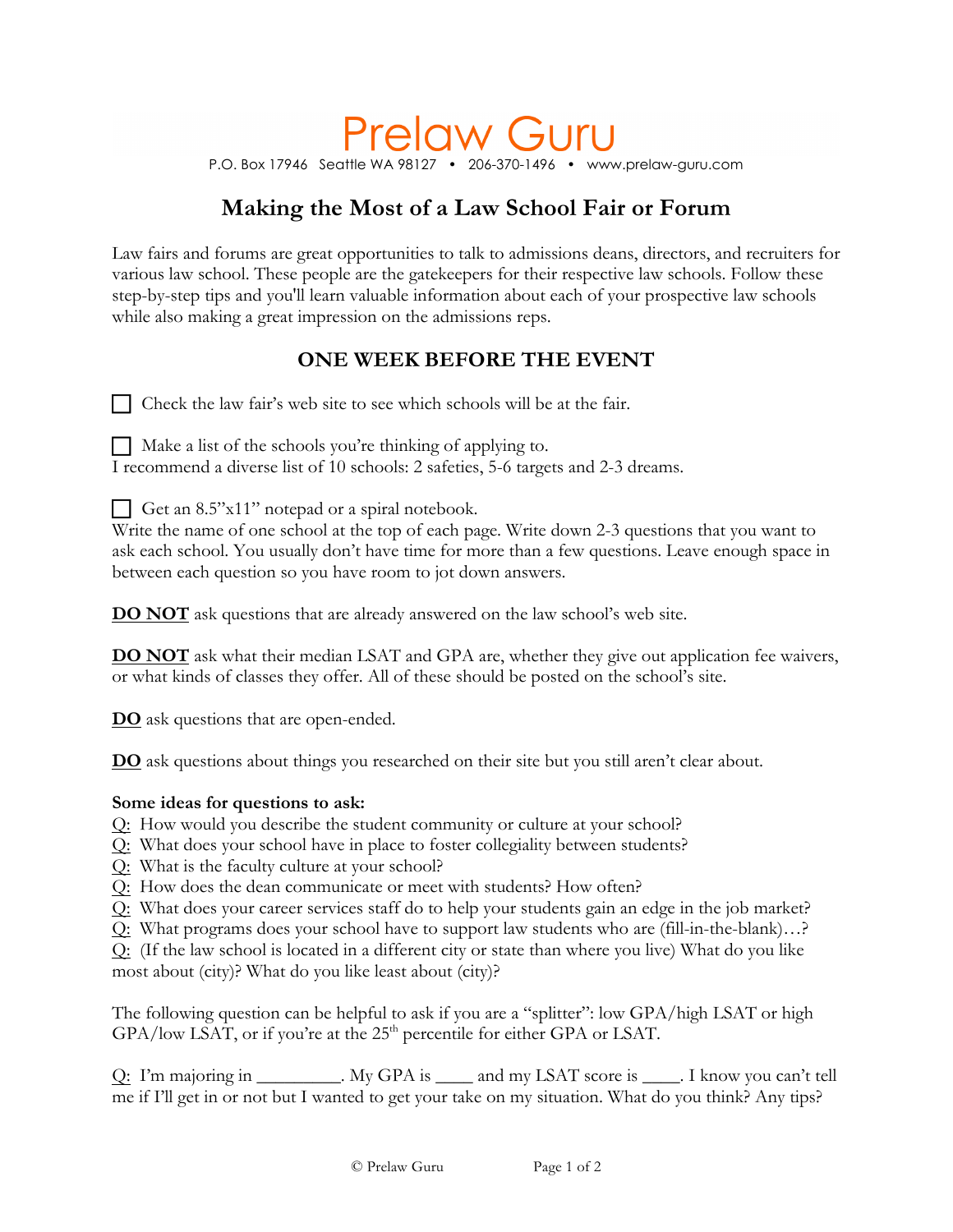# Prelaw Guru

P.O. Box 17946 Seattle WA 98127 • 206-370-1496 • www.prelaw-guru.com

## Making the Most of a Law School Fair or Forum

Law fairs and forums are great opportunities to talk to admissions deans, directors, and recruiters for various law school. These people are the gatekeepers for their respective law schools. Follow these step-by-step tips and you'll learn valuable information about each of your prospective law schools while also making a great impression on the admissions reps.

### ONE WEEK BEFORE THE EVENT

- [ ] Check the law fair's web site to see which schools will be at the fair.

- [ ] Make a list of the schools you're thinking of applying to.

I recommend a diverse list of 10 schools: 2 safeties, 5-6 targets and 2-3 dreams.

- [ ] Get an 8.5"x11" notepad or a spiral notebook.

Write the name of one school at the top of each page. Write down 2-3 questions that you want to ask each school. You usually don't have time for more than a few questions. Leave enough space in between each question so you have room to jot down answers.

**DO NOT** ask questions that are already answered on the law school's web site.

**DO NOT** ask what their median LSAT and GPA are, whether they give out application fee waivers, or what kinds of classes they offer. All of these should be posted on the school's site.

**DO** ask questions that are open-ended.

**DO** ask questions about things you researched on their site but you still aren't clear about.

**Some ideas for questions to ask:**

Q: How would you describe the student community or culture at your school?
Q: What does your school have in place to foster collegiality between students?
Q: What is the faculty culture at your school?
Q: How does the dean communicate or meet with students? How often?
Q: What does your career services staff do to help your students gain an edge in the job market?
Q: What programs does your school have to support law students who are (fill-in-the-blank)…?
Q: (If the law school is located in a different city or state than where you live) What do you like most about (city)? What do you like least about (city)?

The following question can be helpful to ask if you are a "splitter": low GPA/high LSAT or high GPA/low LSAT, or if you're at the 25th percentile for either GPA or LSAT.

Q: I'm majoring in _________. My GPA is ____ and my LSAT score is ____. I know you can't tell me if I'll get in or not but I wanted to get your take on my situation. What do you think? Any tips?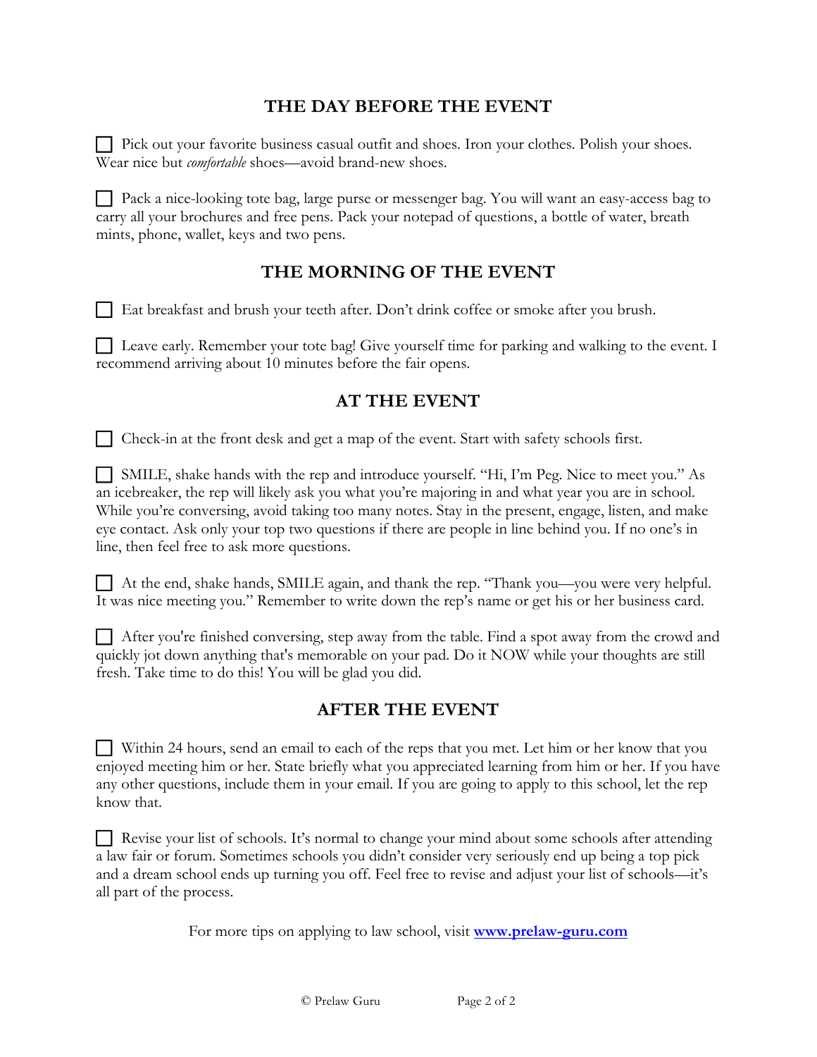## THE DAY BEFORE THE EVENT

- [ ] Pick out your favorite business casual outfit and shoes. Iron your clothes. Polish your shoes. Wear nice but *comfortable* shoes—avoid brand-new shoes.

- [ ] Pack a nice-looking tote bag, large purse or messenger bag. You will want an easy-access bag to carry all your brochures and free pens. Pack your notepad of questions, a bottle of water, breath mints, phone, wallet, keys and two pens.

## THE MORNING OF THE EVENT

- [ ] Eat breakfast and brush your teeth after. Don't drink coffee or smoke after you brush.

- [ ] Leave early. Remember your tote bag! Give yourself time for parking and walking to the event. I recommend arriving about 10 minutes before the fair opens.

## AT THE EVENT

- [ ] Check-in at the front desk and get a map of the event. Start with safety schools first.

- [ ] SMILE, shake hands with the rep and introduce yourself. "Hi, I'm Peg. Nice to meet you." As an icebreaker, the rep will likely ask you what you're majoring in and what year you are in school. While you're conversing, avoid taking too many notes. Stay in the present, engage, listen, and make eye contact. Ask only your top two questions if there are people in line behind you. If no one's in line, then feel free to ask more questions.

- [ ] At the end, shake hands, SMILE again, and thank the rep. "Thank you—you were very helpful. It was nice meeting you." Remember to write down the rep's name or get his or her business card.

- [ ] After you're finished conversing, step away from the table. Find a spot away from the crowd and quickly jot down anything that's memorable on your pad. Do it NOW while your thoughts are still fresh. Take time to do this! You will be glad you did.

## AFTER THE EVENT

- [ ] Within 24 hours, send an email to each of the reps that you met. Let him or her know that you enjoyed meeting him or her. State briefly what you appreciated learning from him or her. If you have any other questions, include them in your email. If you are going to apply to this school, let the rep know that.

- [ ] Revise your list of schools. It's normal to change your mind about some schools after attending a law fair or forum. Sometimes schools you didn't consider very seriously end up being a top pick and a dream school ends up turning you off. Feel free to revise and adjust your list of schools—it's all part of the process.

For more tips on applying to law school, visit **[www.prelaw-guru.com](http://www.prelaw-guru.com)**

© Prelaw Guru